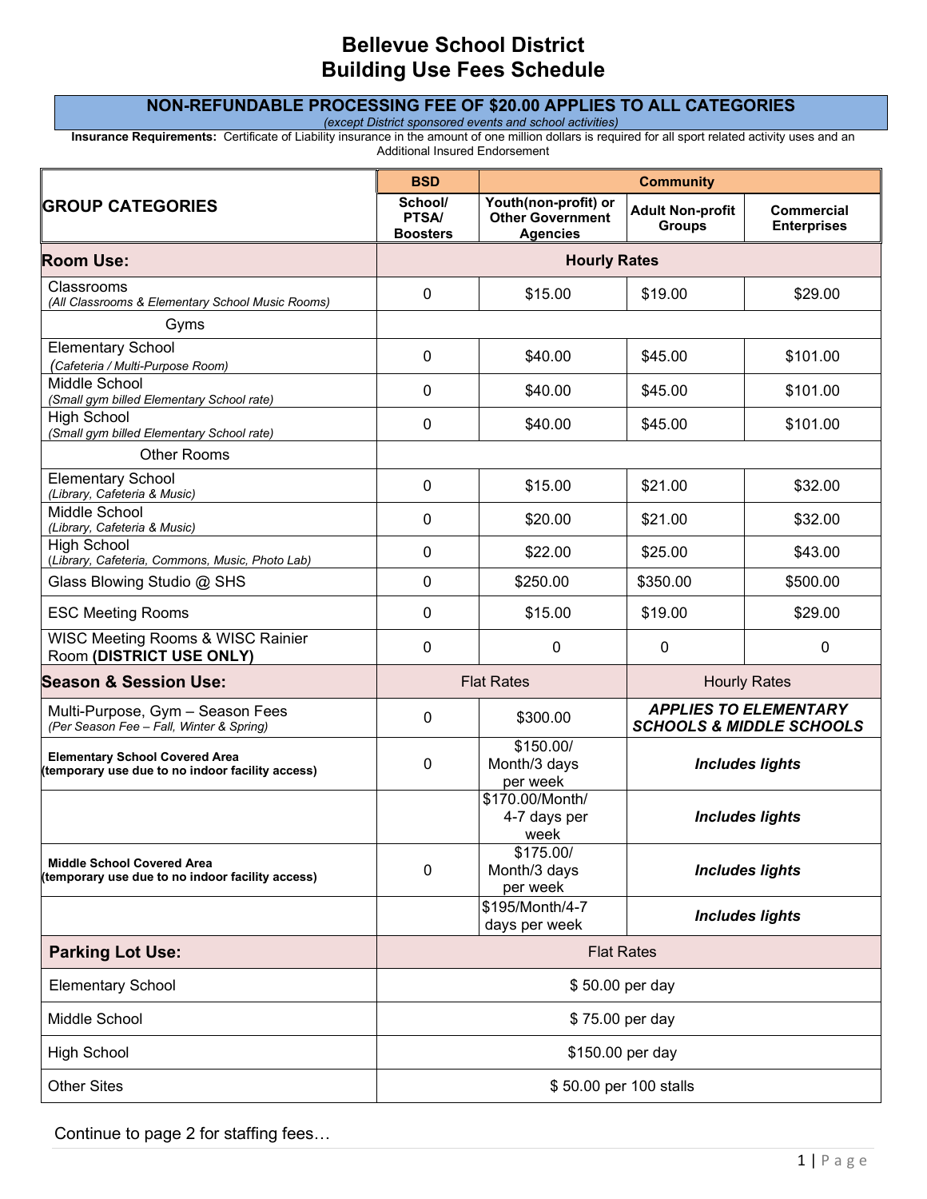# Bellevue School District
# Building Use Fees Schedule

**NON-REFUNDABLE PROCESSING FEE OF $20.00 APPLIES TO ALL CATEGORIES**
*(except District sponsored events and school activities)*

**Insurance Requirements:** Certificate of Liability insurance in the amount of one million dollars is required for all sport related activity uses and an Additional Insured Endorsement

| GROUP CATEGORIES | BSD | Community | | |
|---|---|---|---|---|
| | School/ PTSA/ Boosters | Youth(non-profit) or Other Government Agencies | Adult Non-profit Groups | Commercial Enterprises |
| **Room Use:** | **Hourly Rates** | | | |
| Classrooms *(All Classrooms & Elementary School Music Rooms)* | 0 | $15.00 | $19.00 | $29.00 |
| Gyms | | | | |
| Elementary School *(Cafeteria / Multi-Purpose Room)* | 0 | $40.00 | $45.00 | $101.00 |
| Middle School *(Small gym billed Elementary School rate)* | 0 | $40.00 | $45.00 | $101.00 |
| High School *(Small gym billed Elementary School rate)* | 0 | $40.00 | $45.00 | $101.00 |
| Other Rooms | | | | |
| Elementary School *(Library, Cafeteria & Music)* | 0 | $15.00 | $21.00 | $32.00 |
| Middle School *(Library, Cafeteria & Music)* | 0 | $20.00 | $21.00 | $32.00 |
| High School *(Library, Cafeteria, Commons, Music, Photo Lab)* | 0 | $22.00 | $25.00 | $43.00 |
| Glass Blowing Studio @ SHS | 0 | $250.00 | $350.00 | $500.00 |
| ESC Meeting Rooms | 0 | $15.00 | $19.00 | $29.00 |
| WISC Meeting Rooms & WISC Rainier Room **(DISTRICT USE ONLY)** | 0 | 0 | 0 | 0 |
| **Season & Session Use:** | Flat Rates | | Hourly Rates | |
| Multi-Purpose, Gym – Season Fees *(Per Season Fee – Fall, Winter & Spring)* | 0 | $300.00 | ***APPLIES TO ELEMENTARY SCHOOLS & MIDDLE SCHOOLS*** | |
| **Elementary School Covered Area (temporary use due to no indoor facility access)** | 0 | $150.00/ Month/3 days per week | ***Includes lights*** | |
| | | $170.00/Month/ 4-7 days per week | ***Includes lights*** | |
| **Middle School Covered Area (temporary use due to no indoor facility access)** | 0 | $175.00/ Month/3 days per week | ***Includes lights*** | |
| | | $195/Month/4-7 days per week | ***Includes lights*** | |
| **Parking Lot Use:** | Flat Rates | | | |
| Elementary School | $ 50.00 per day | | | |
| Middle School | $ 75.00 per day | | | |
| High School | $150.00 per day | | | |
| Other Sites | $ 50.00 per 100 stalls | | | |

Continue to page 2 for staffing fees…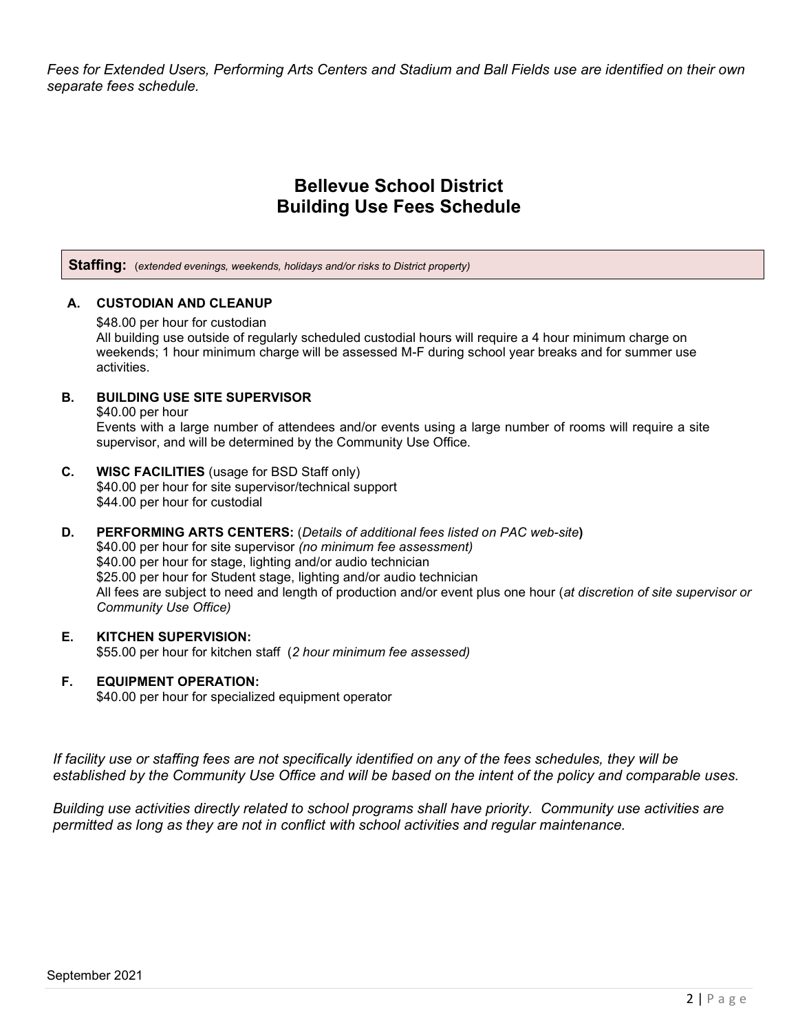*Fees for Extended Users, Performing Arts Centers and Stadium and Ball Fields use are identified on their own separate fees schedule.*

# Bellevue School District
# Building Use Fees Schedule

**Staffing:** (*extended evenings, weekends, holidays and/or risks to District property*)

**A. CUSTODIAN AND CLEANUP**

$48.00 per hour for custodian
All building use outside of regularly scheduled custodial hours will require a 4 hour minimum charge on weekends; 1 hour minimum charge will be assessed M-F during school year breaks and for summer use activities.

**B. BUILDING USE SITE SUPERVISOR**

$40.00 per hour
Events with a large number of attendees and/or events using a large number of rooms will require a site supervisor, and will be determined by the Community Use Office.

**C. WISC FACILITIES** (usage for BSD Staff only)

$40.00 per hour for site supervisor/technical support
$44.00 per hour for custodial

**D. PERFORMING ARTS CENTERS:** (*Details of additional fees listed on PAC web-site*)

$40.00 per hour for site supervisor *(no minimum fee assessment)*
$40.00 per hour for stage, lighting and/or audio technician
$25.00 per hour for Student stage, lighting and/or audio technician
All fees are subject to need and length of production and/or event plus one hour (*at discretion of site supervisor or Community Use Office)*

**E. KITCHEN SUPERVISION:**

$55.00 per hour for kitchen staff (*2 hour minimum fee assessed)*

**F. EQUIPMENT OPERATION:**

$40.00 per hour for specialized equipment operator

*If facility use or staffing fees are not specifically identified on any of the fees schedules, they will be established by the Community Use Office and will be based on the intent of the policy and comparable uses.*

*Building use activities directly related to school programs shall have priority. Community use activities are permitted as long as they are not in conflict with school activities and regular maintenance.*

September 2021